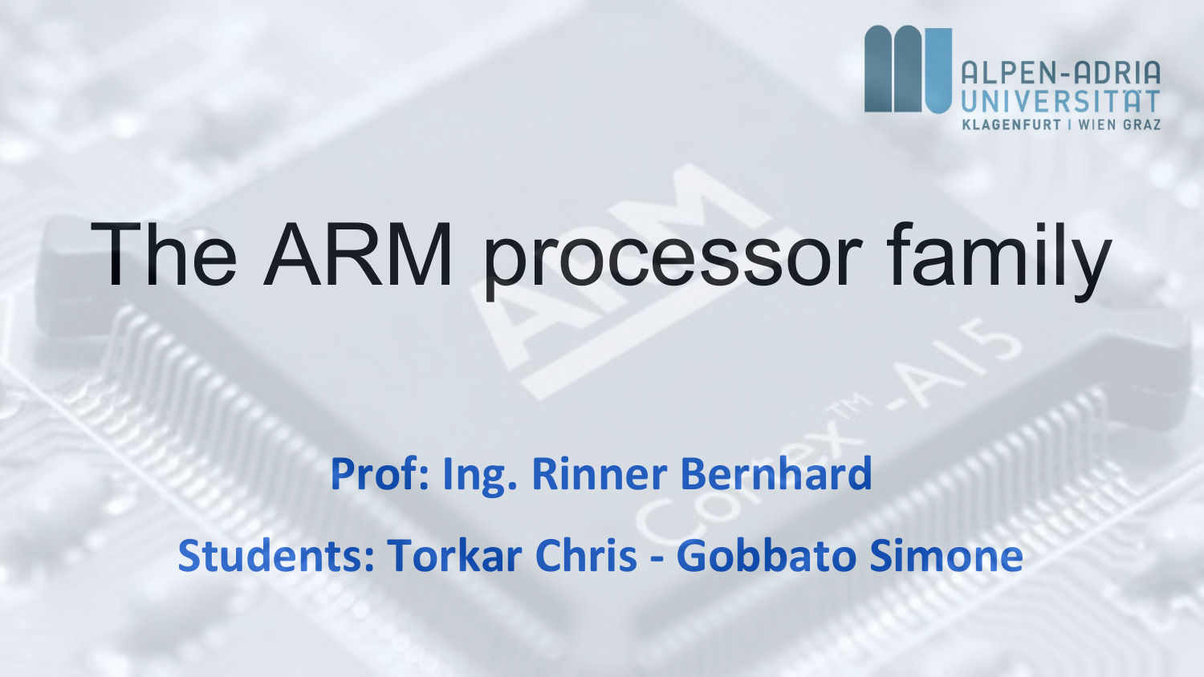# The ARM processor family

**Prof: Ing. Rinner Bernhard**

**Students: Torkar Chris - Gobbato Simone**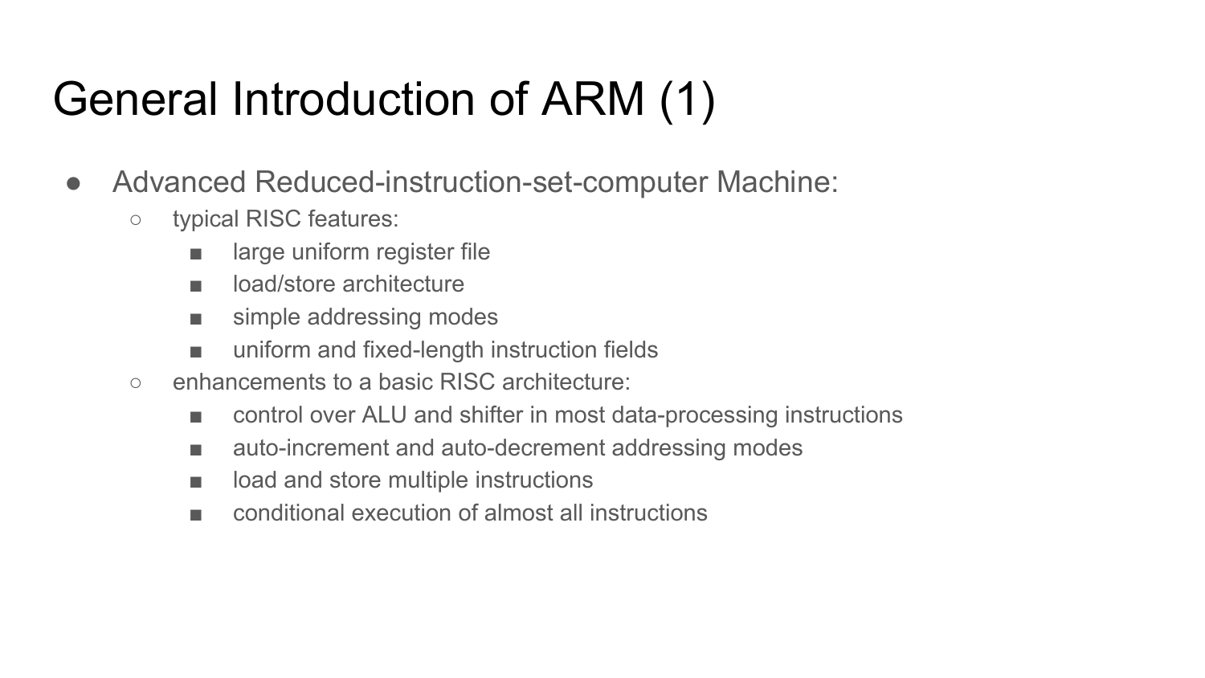# General Introduction of ARM (1)

- Advanced Reduced-instruction-set-computer Machine:
  - typical RISC features:
    - large uniform register file
    - load/store architecture
    - simple addressing modes
    - uniform and fixed-length instruction fields
  - enhancements to a basic RISC architecture:
    - control over ALU and shifter in most data-processing instructions
    - auto-increment and auto-decrement addressing modes
    - load and store multiple instructions
    - conditional execution of almost all instructions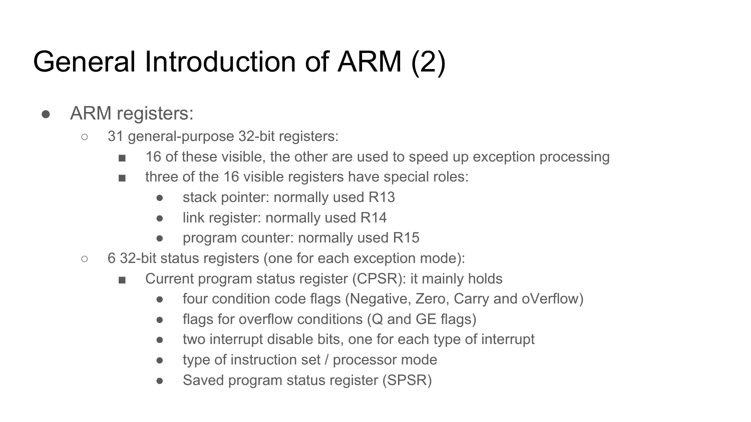# General Introduction of ARM (2)

- ARM registers:
  - 31 general-purpose 32-bit registers:
    - 16 of these visible, the other are used to speed up exception processing
    - three of the 16 visible registers have special roles:
      - stack pointer: normally used R13
      - link register: normally used R14
      - program counter: normally used R15
  - 6 32-bit status registers (one for each exception mode):
    - Current program status register (CPSR): it mainly holds
      - four condition code flags (Negative, Zero, Carry and oVerflow)
      - flags for overflow conditions (Q and GE flags)
      - two interrupt disable bits, one for each type of interrupt
      - type of instruction set / processor mode
      - Saved program status register (SPSR)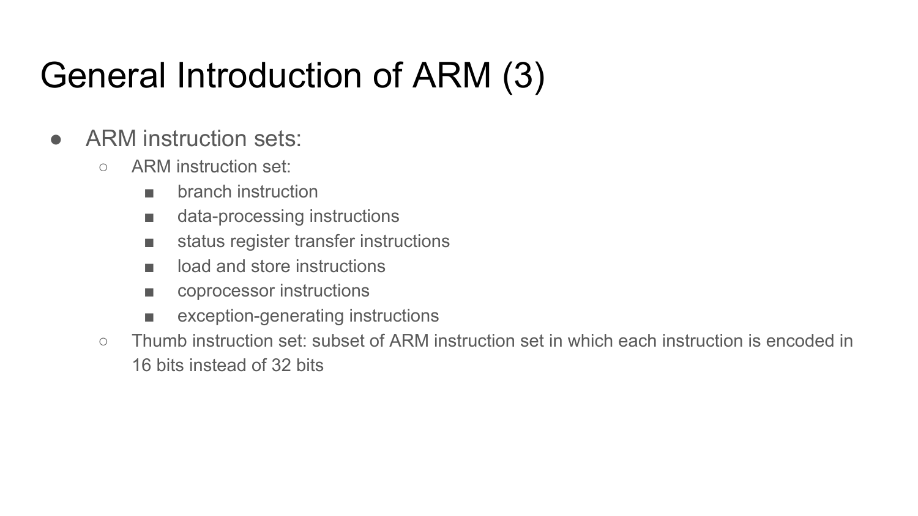# General Introduction of ARM (3)

- ARM instruction sets:
  - ARM instruction set:
    - branch instruction
    - data-processing instructions
    - status register transfer instructions
    - load and store instructions
    - coprocessor instructions
    - exception-generating instructions
  - Thumb instruction set: subset of ARM instruction set in which each instruction is encoded in 16 bits instead of 32 bits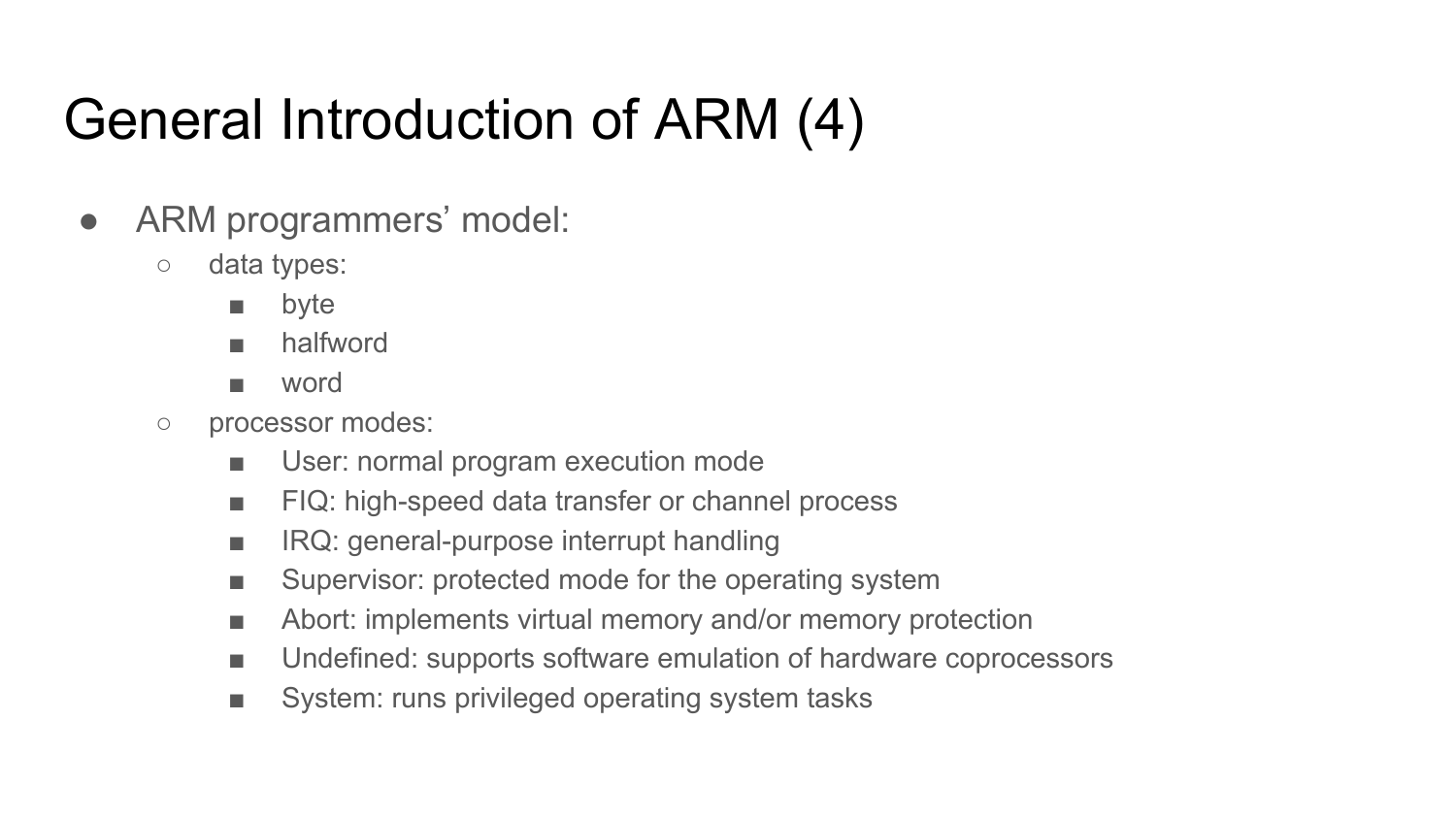# General Introduction of ARM (4)

- ARM programmers' model:
  - data types:
    - byte
    - halfword
    - word
  - processor modes:
    - User: normal program execution mode
    - FIQ: high-speed data transfer or channel process
    - IRQ: general-purpose interrupt handling
    - Supervisor: protected mode for the operating system
    - Abort: implements virtual memory and/or memory protection
    - Undefined: supports software emulation of hardware coprocessors
    - System: runs privileged operating system tasks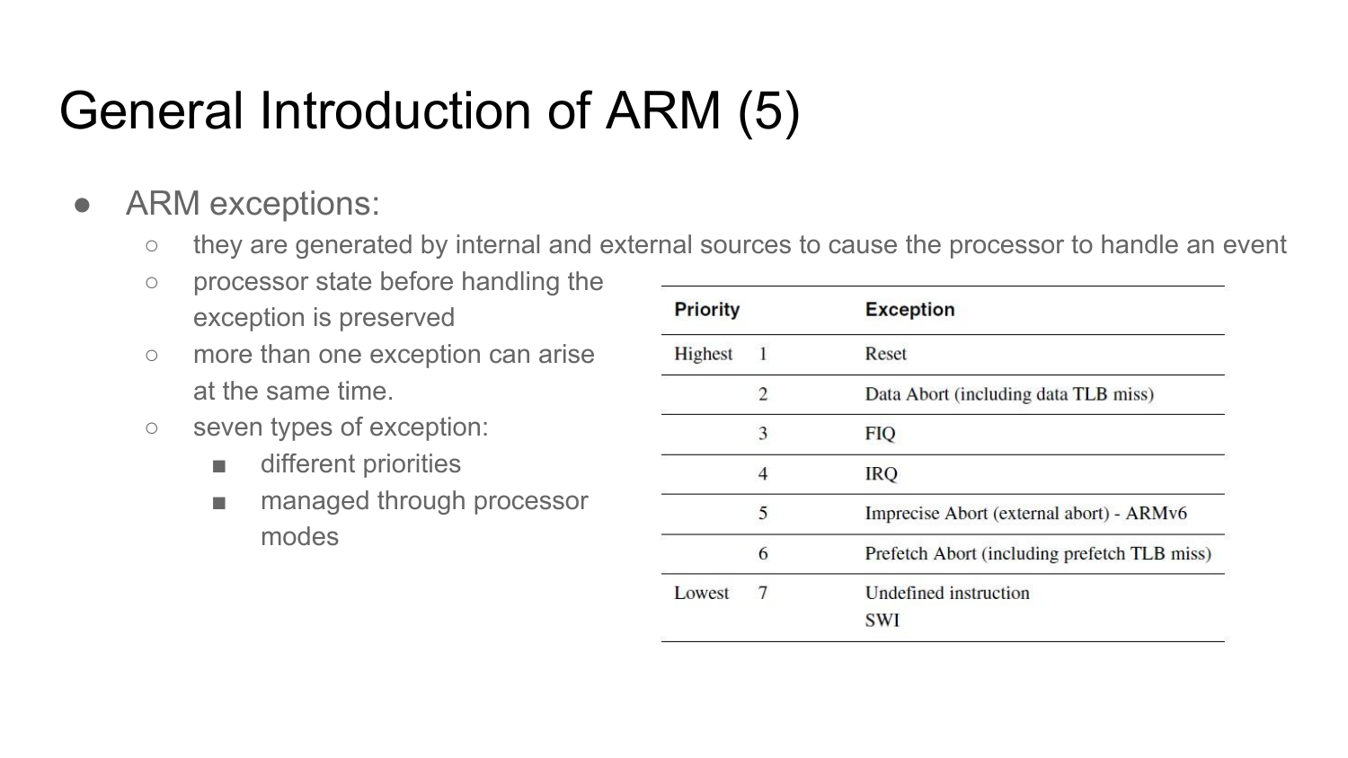# General Introduction of ARM (5)

- ARM exceptions:
  - they are generated by internal and external sources to cause the processor to handle an event
  - processor state before handling the exception is preserved
  - more than one exception can arise at the same time.
  - seven types of exception:
    - different priorities
    - managed through processor modes

| Priority | | Exception |
|---|---|---|
| Highest | 1 | Reset |
| | 2 | Data Abort (including data TLB miss) |
| | 3 | FIQ |
| | 4 | IRQ |
| | 5 | Imprecise Abort (external abort) - ARMv6 |
| | 6 | Prefetch Abort (including prefetch TLB miss) |
| Lowest | 7 | Undefined instruction<br>SWI |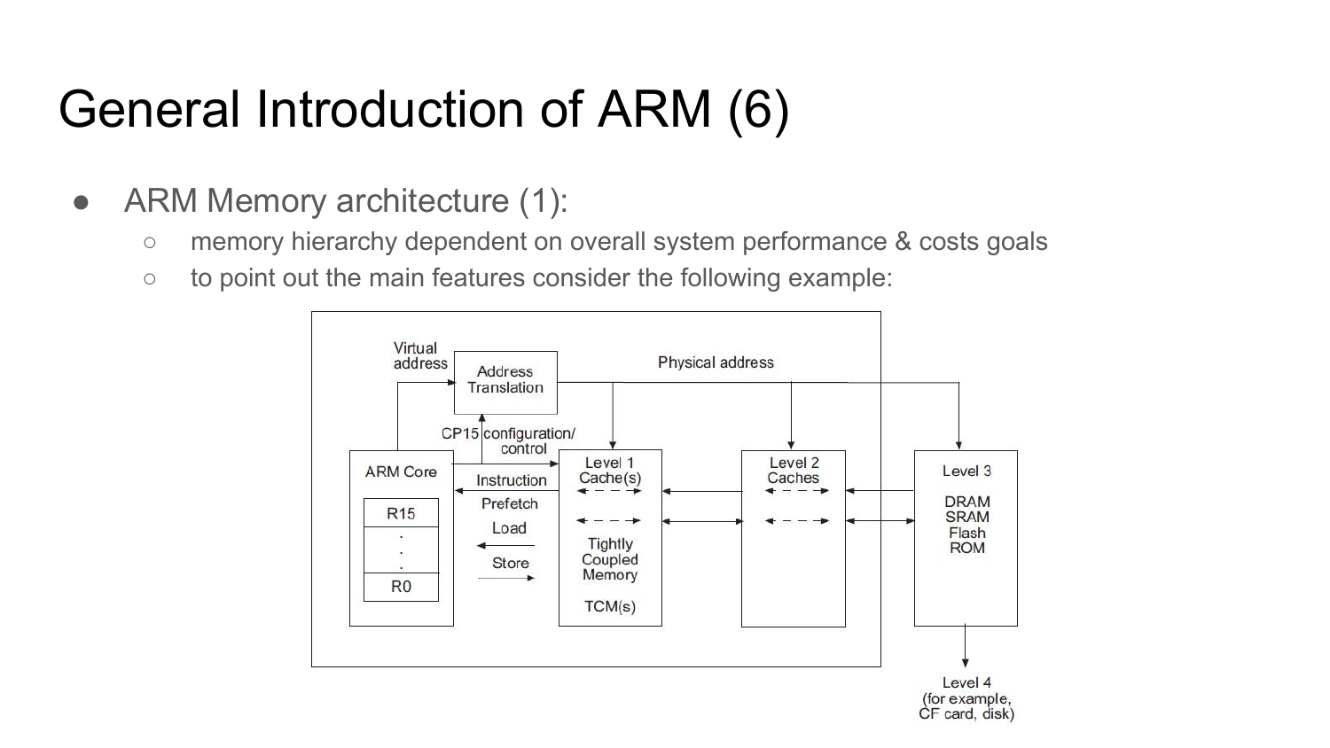# General Introduction of ARM (6)

- ARM Memory architecture (1):
  - memory hierarchy dependent on overall system performance & costs goals
  - to point out the main features consider the following example:

Virtual address

Address Translation

Physical address

CP15 configuration/ control

ARM Core

R15

.
.
.

R0

Instruction

Prefetch

Load

Store

Level 1 Cache(s)

Tightly Coupled Memory

TCM(s)

Level 2 Caches

Level 3

DRAM
SRAM
Flash
ROM

Level 4 (for example, CF card, disk)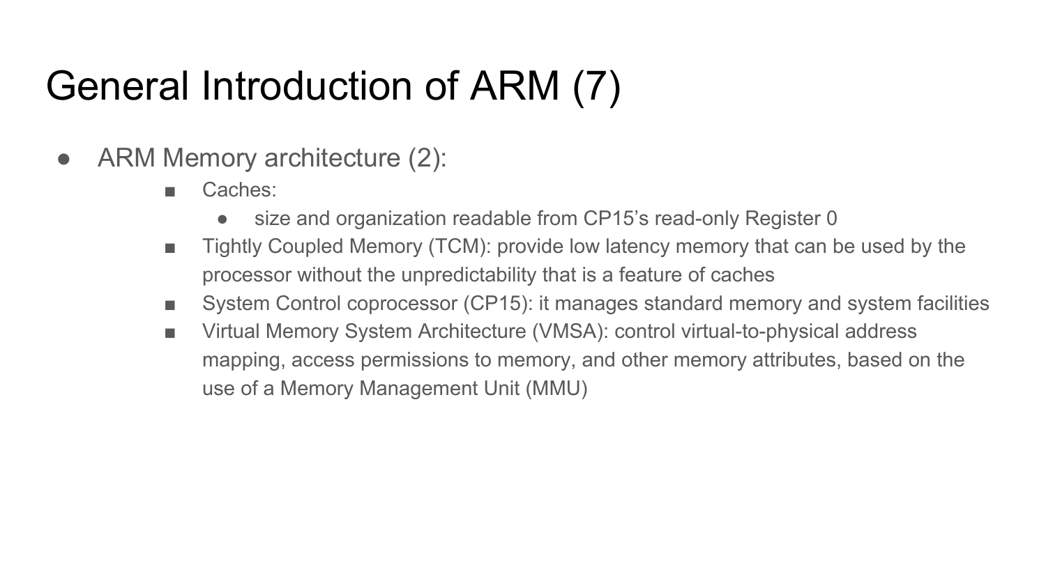# General Introduction of ARM (7)

- ARM Memory architecture (2):
  - Caches:
    - size and organization readable from CP15’s read-only Register 0
  - Tightly Coupled Memory (TCM): provide low latency memory that can be used by the processor without the unpredictability that is a feature of caches
  - System Control coprocessor (CP15): it manages standard memory and system facilities
  - Virtual Memory System Architecture (VMSA): control virtual-to-physical address mapping, access permissions to memory, and other memory attributes, based on the use of a Memory Management Unit (MMU)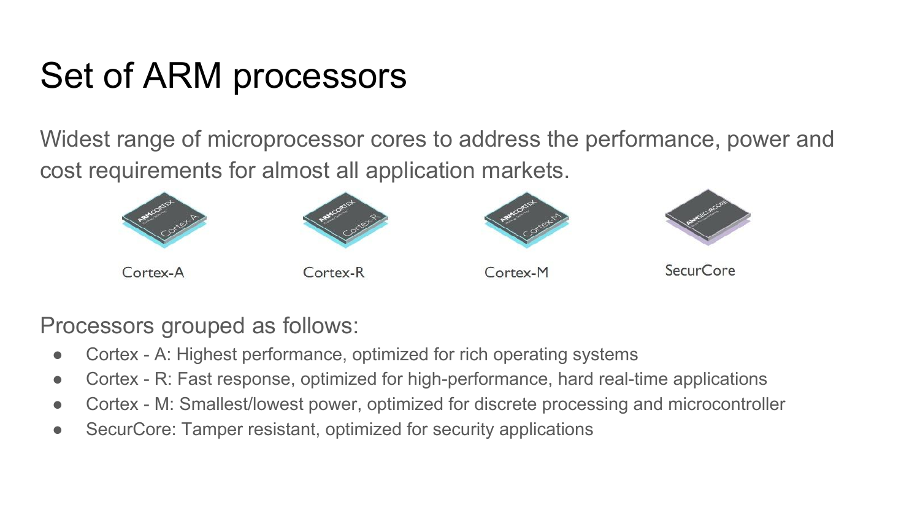# Set of ARM processors

Widest range of microprocessor cores to address the performance, power and cost requirements for almost all application markets.

Cortex-A

Cortex-R

Cortex-M

SecurCore

Processors grouped as follows:

- Cortex - A: Highest performance, optimized for rich operating systems
- Cortex - R: Fast response, optimized for high-performance, hard real-time applications
- Cortex - M: Smallest/lowest power, optimized for discrete processing and microcontroller
- SecurCore: Tamper resistant, optimized for security applications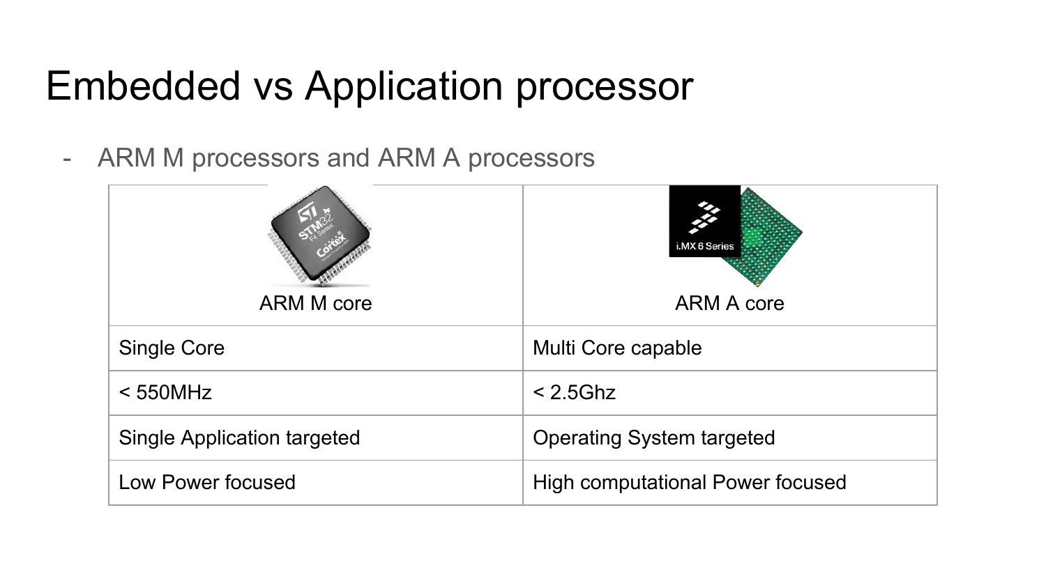# Embedded vs Application processor

- ARM M processors and ARM A processors

| ARM M core | ARM A core |
| --- | --- |
| Single Core | Multi Core capable |
| < 550MHz | < 2.5Ghz |
| Single Application targeted | Operating System targeted |
| Low Power focused | High computational Power focused |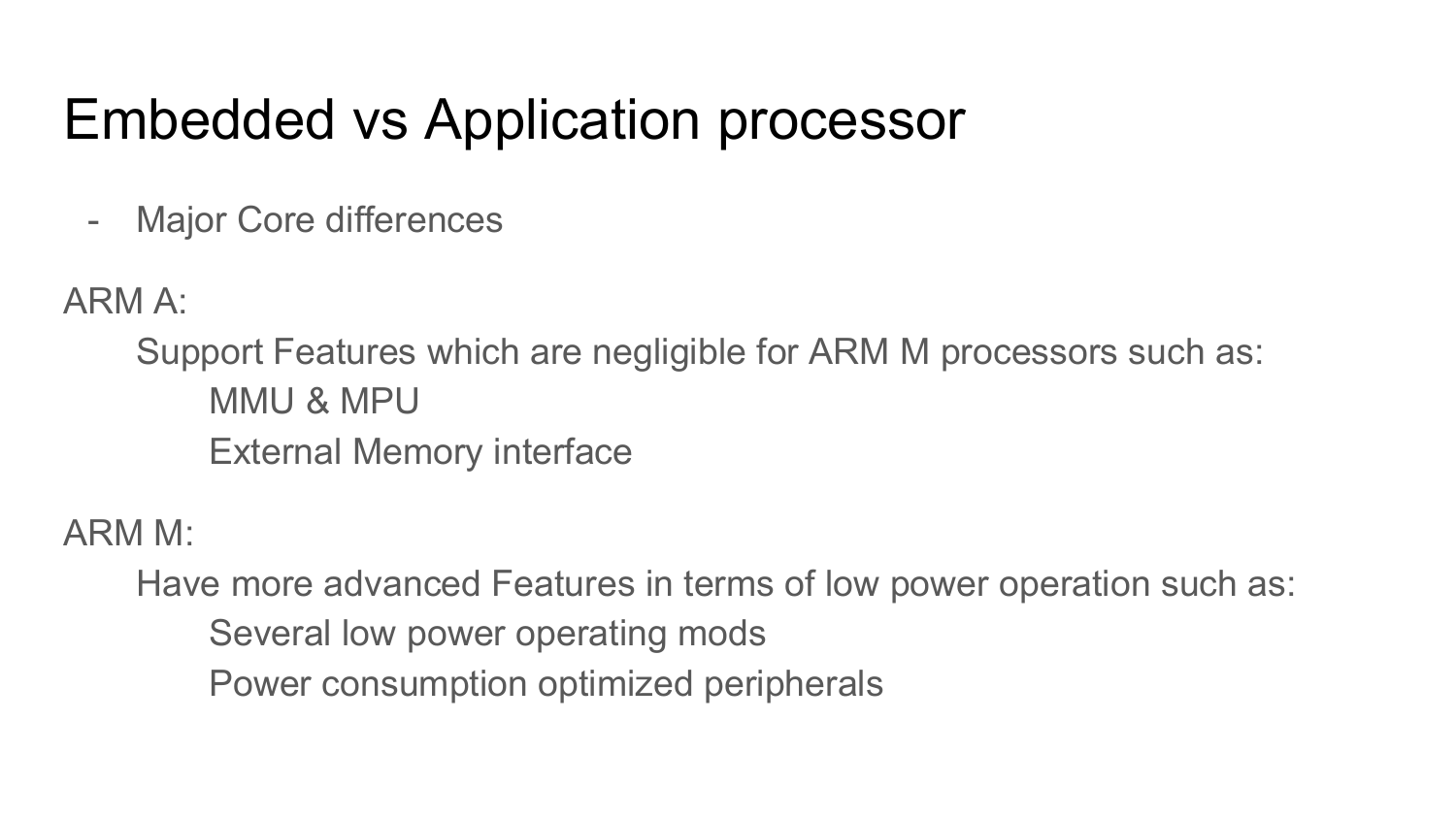# Embedded vs Application processor

- Major Core differences

ARM A:

Support Features which are negligible for ARM M processors such as:

MMU & MPU

External Memory interface

ARM M:

Have more advanced Features in terms of low power operation such as:

Several low power operating mods

Power consumption optimized peripherals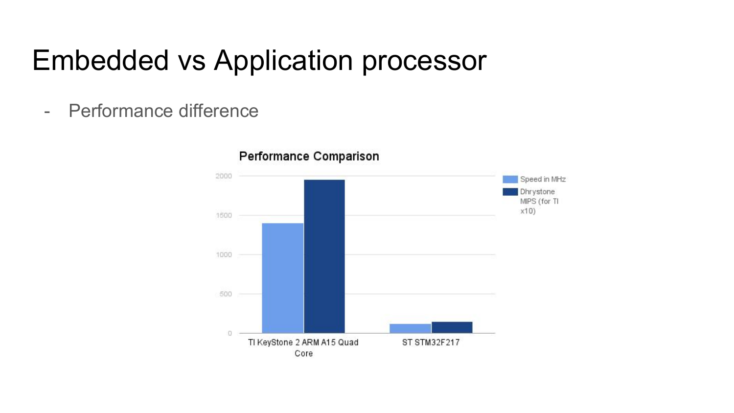# Embedded vs Application processor

- Performance difference

**Performance Comparison**

| | Speed in MHz | Dhrystone MIPS (for TI x10) |
|---|---|---|
| TI KeyStone 2 ARM A15 Quad Core | 1400 | 1950 |
| ST STM32F217 | 120 | 150 |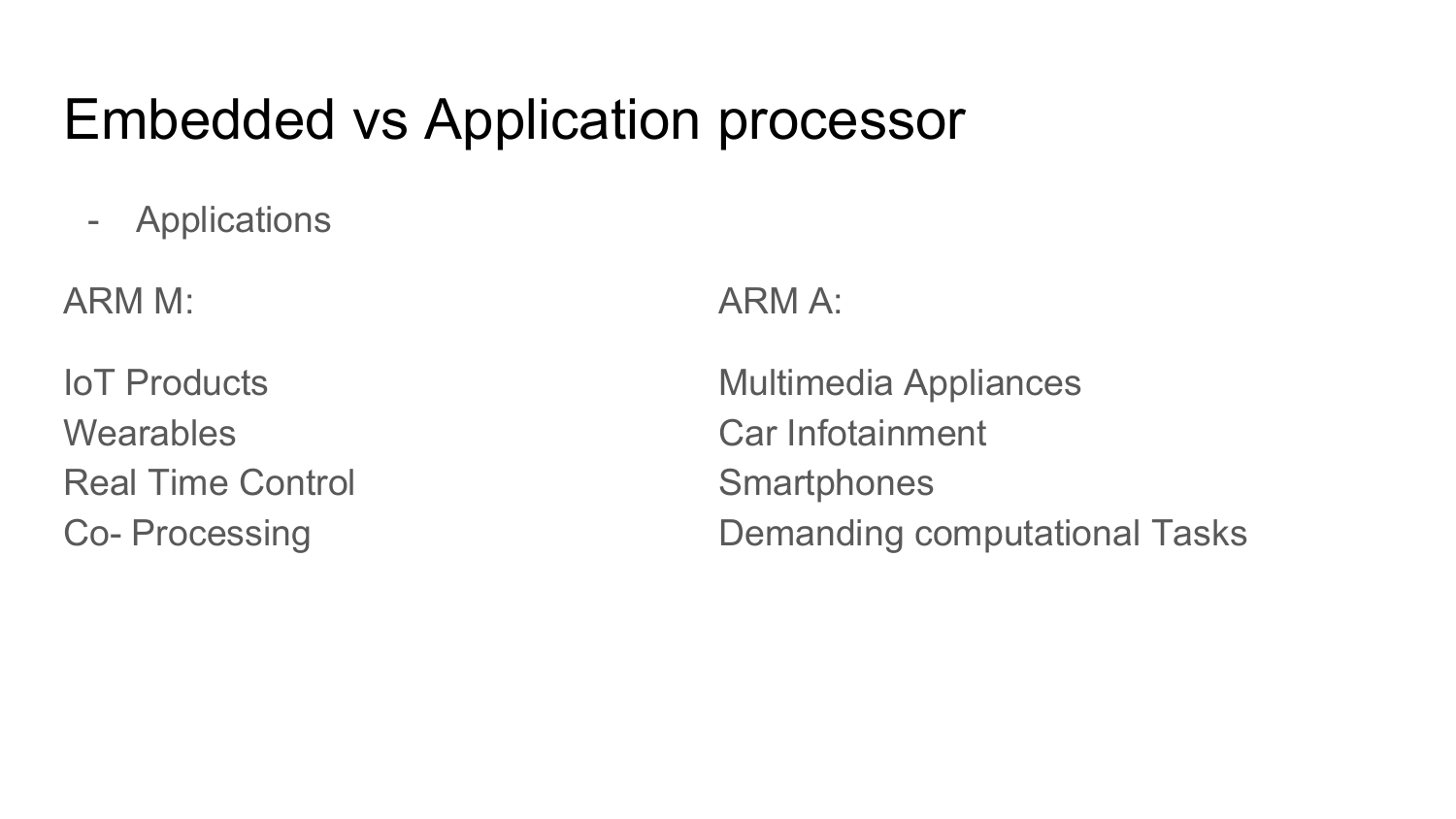# Embedded vs Application processor

- Applications

ARM M:

IoT Products
Wearables
Real Time Control
Co- Processing

ARM A:

Multimedia Appliances
Car Infotainment
Smartphones
Demanding computational Tasks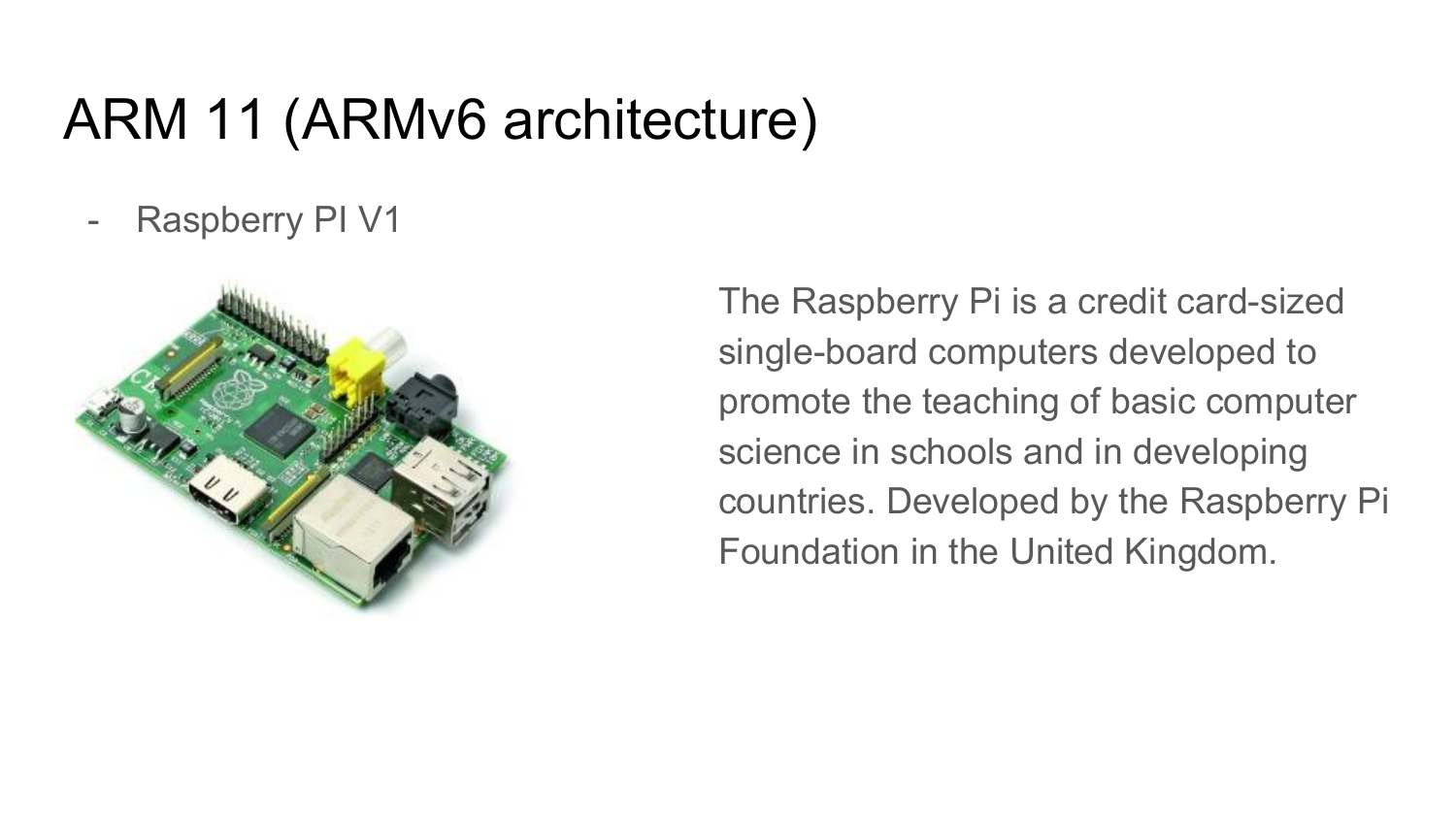# ARM 11 (ARMv6 architecture)

- Raspberry PI V1

The Raspberry Pi is a credit card-sized single-board computers developed to promote the teaching of basic computer science in schools and in developing countries. Developed by the Raspberry Pi Foundation in the United Kingdom.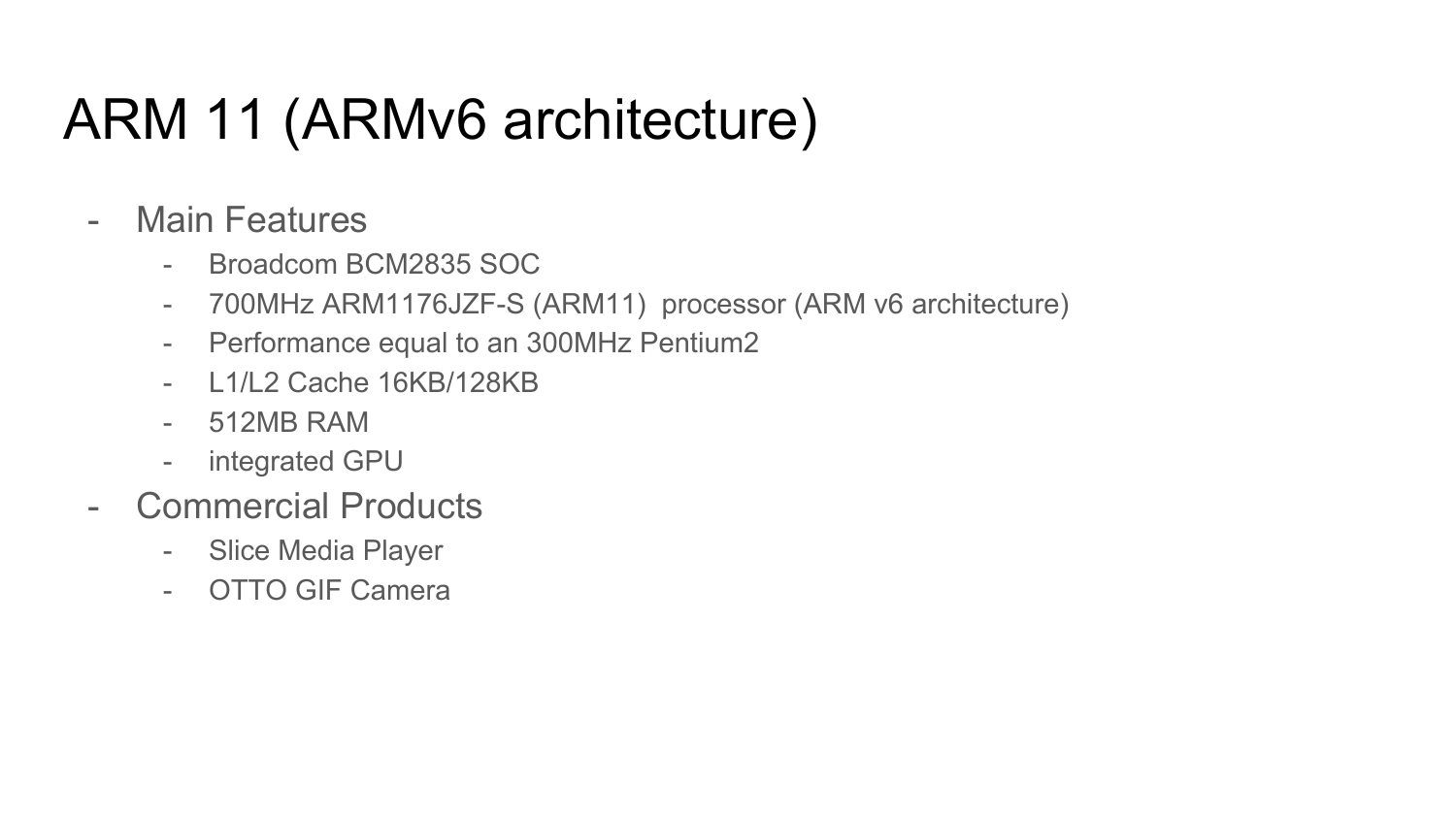# ARM 11 (ARMv6 architecture)

- Main Features
  - Broadcom BCM2835 SOC
  - 700MHz ARM1176JZF-S (ARM11) processor (ARM v6 architecture)
  - Performance equal to an 300MHz Pentium2
  - L1/L2 Cache 16KB/128KB
  - 512MB RAM
  - integrated GPU
- Commercial Products
  - Slice Media Player
  - OTTO GIF Camera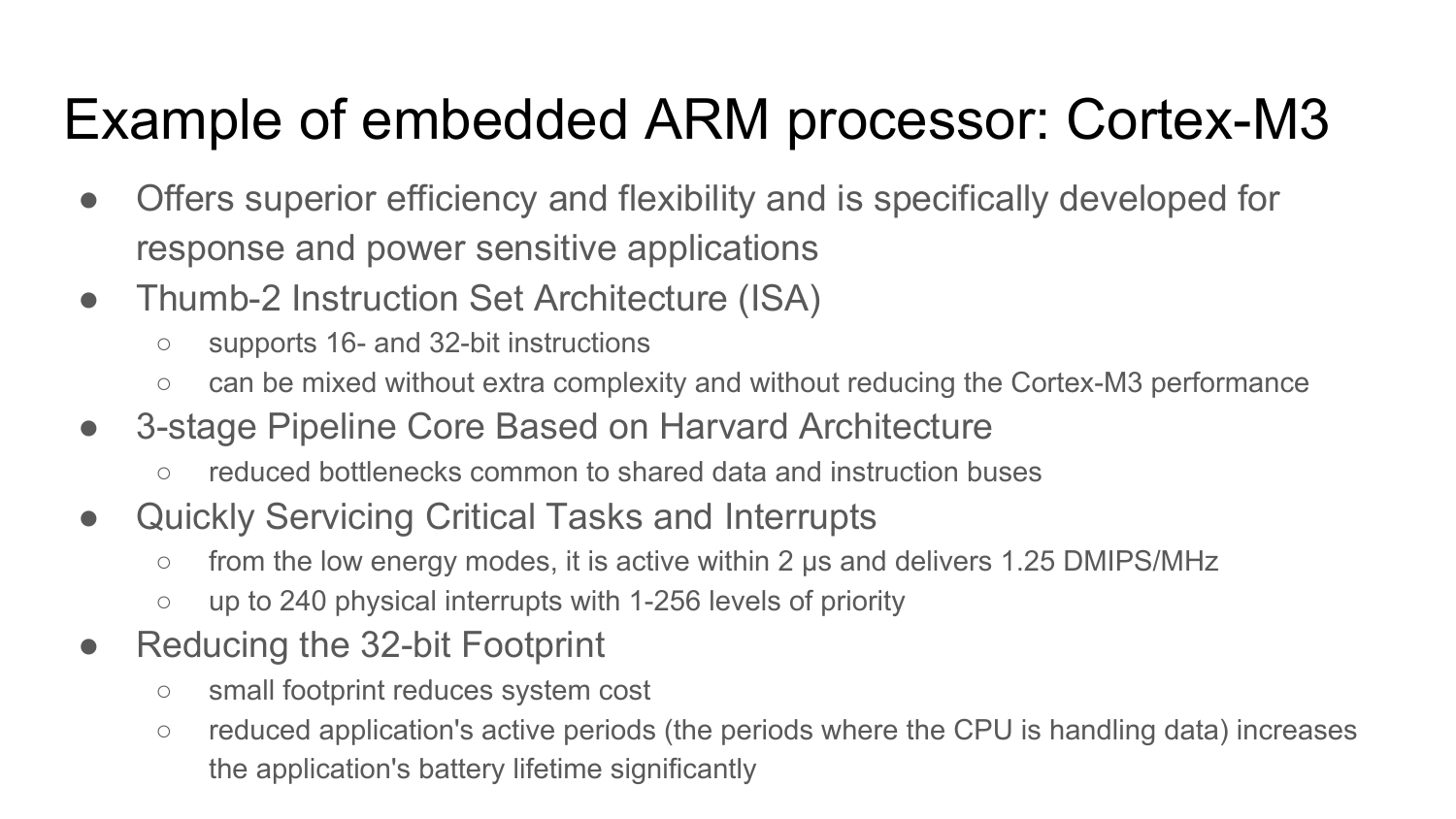# Example of embedded ARM processor: Cortex-M3

- Offers superior efficiency and flexibility and is specifically developed for response and power sensitive applications
- Thumb-2 Instruction Set Architecture (ISA)
  - supports 16- and 32-bit instructions
  - can be mixed without extra complexity and without reducing the Cortex-M3 performance
- 3-stage Pipeline Core Based on Harvard Architecture
  - reduced bottlenecks common to shared data and instruction buses
- Quickly Servicing Critical Tasks and Interrupts
  - from the low energy modes, it is active within 2 μs and delivers 1.25 DMIPS/MHz
  - up to 240 physical interrupts with 1-256 levels of priority
- Reducing the 32-bit Footprint
  - small footprint reduces system cost
  - reduced application's active periods (the periods where the CPU is handling data) increases the application's battery lifetime significantly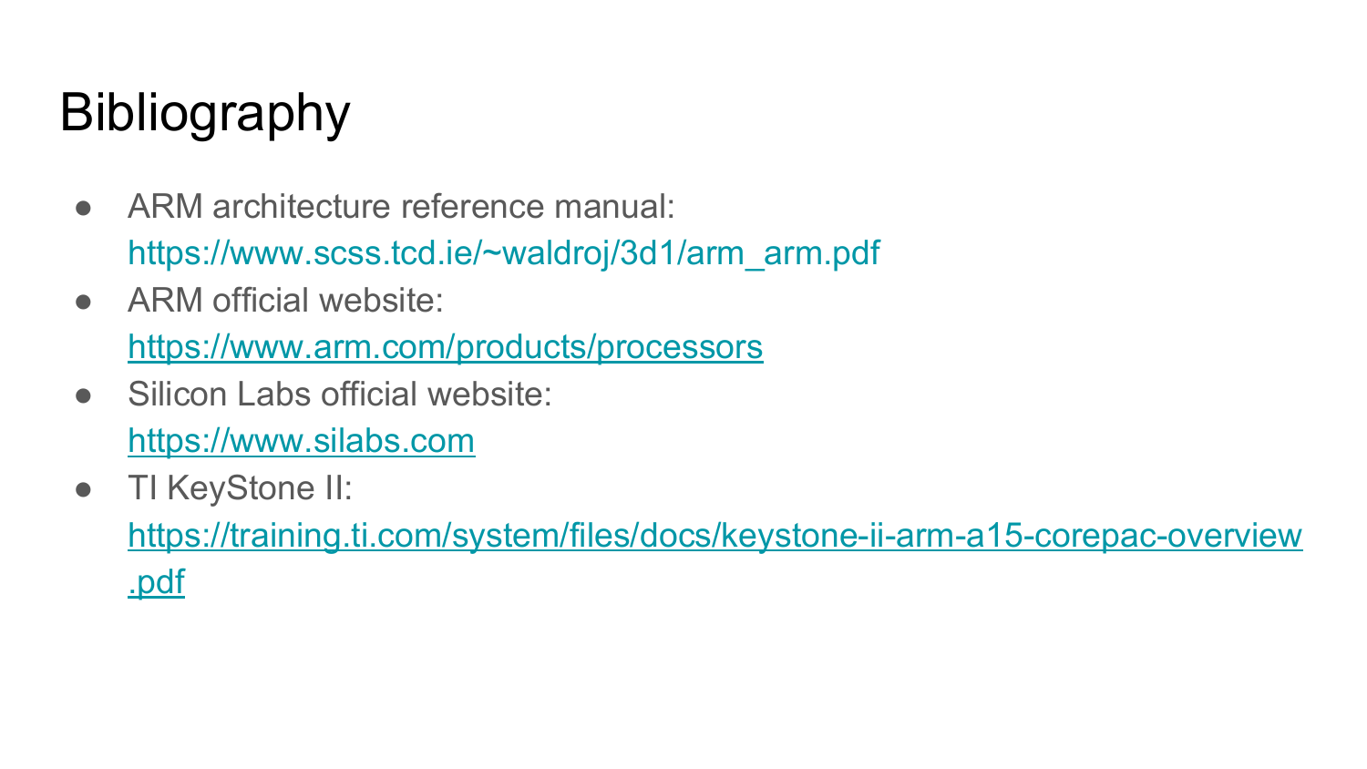# Bibliography

- ARM architecture reference manual: https://www.scss.tcd.ie/~waldroj/3d1/arm_arm.pdf
- ARM official website: https://www.arm.com/products/processors
- Silicon Labs official website: https://www.silabs.com
- TI KeyStone II: https://training.ti.com/system/files/docs/keystone-ii-arm-a15-corepac-overview.pdf